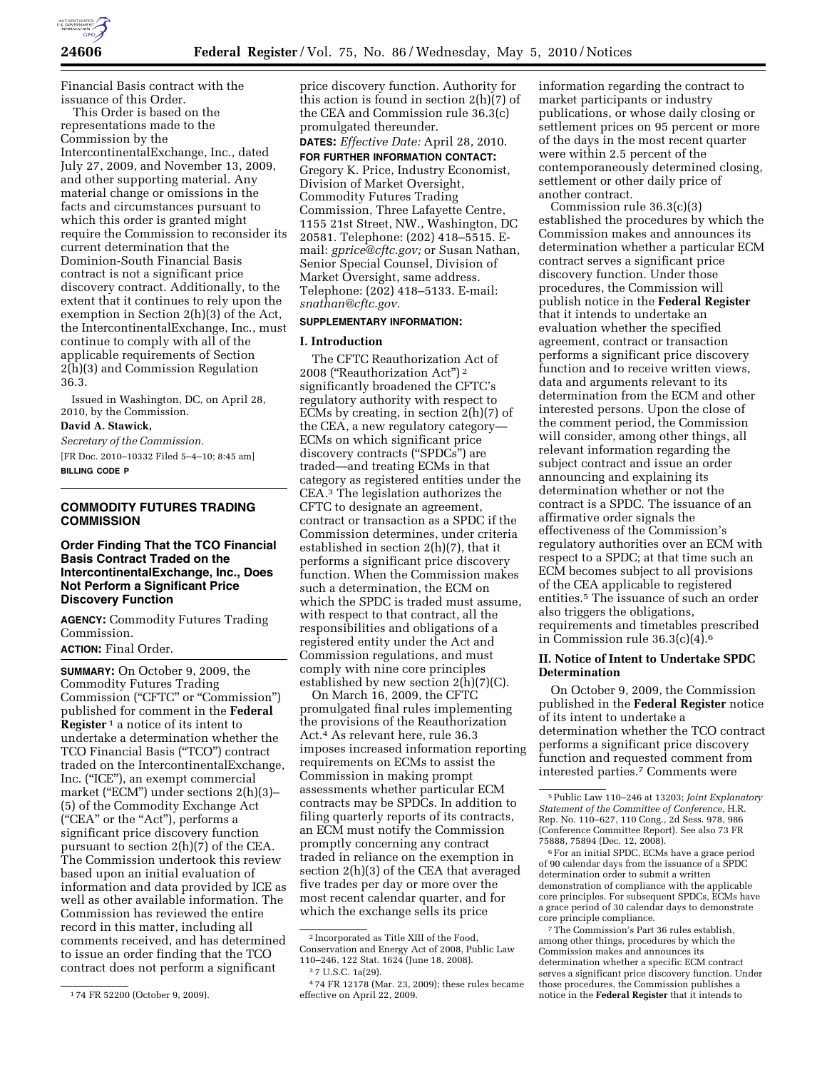Financial Basis contract with the issuance of this Order.

This Order is based on the representations made to the Commission by the IntercontinentalExchange, Inc., dated July 27, 2009, and November 13, 2009, and other supporting material. Any material change or omissions in the facts and circumstances pursuant to which this order is granted might require the Commission to reconsider its current determination that the Dominion-South Financial Basis contract is not a significant price discovery contract. Additionally, to the extent that it continues to rely upon the exemption in Section 2(h)(3) of the Act, the IntercontinentalExchange, Inc., must continue to comply with all of the applicable requirements of Section 2(h)(3) and Commission Regulation 36.3.

Issued in Washington, DC, on April 28, 2010, by the Commission.

**David A. Stawick,**

*Secretary of the Commission.*

[FR Doc. 2010–10332 Filed 5–4–10; 8:45 am]

**BILLING CODE P**

## COMMODITY FUTURES TRADING COMMISSION

### Order Finding That the TCO Financial Basis Contract Traded on the IntercontinentalExchange, Inc., Does Not Perform a Significant Price Discovery Function

**AGENCY:** Commodity Futures Trading Commission.

**ACTION:** Final Order.

**SUMMARY:** On October 9, 2009, the Commodity Futures Trading Commission ("CFTC" or "Commission") published for comment in the **Federal Register** [1] a notice of its intent to undertake a determination whether the TCO Financial Basis ("TCO") contract traded on the IntercontinentalExchange, Inc. ("ICE"), an exempt commercial market ("ECM") under sections 2(h)(3)–(5) of the Commodity Exchange Act ("CEA" or the "Act"), performs a significant price discovery function pursuant to section 2(h)(7) of the CEA. The Commission undertook this review based upon an initial evaluation of information and data provided by ICE as well as other available information. The Commission has reviewed the entire record in this matter, including all comments received, and has determined to issue an order finding that the TCO contract does not perform a significant price discovery function. Authority for this action is found in section 2(h)(7) of the CEA and Commission rule 36.3(c) promulgated thereunder.

**DATES:** *Effective Date:* April 28, 2010.

**FOR FURTHER INFORMATION CONTACT:** Gregory K. Price, Industry Economist, Division of Market Oversight, Commodity Futures Trading Commission, Three Lafayette Centre, 1155 21st Street, NW., Washington, DC 20581. Telephone: (202) 418–5515. E-mail: *gprice@cftc.gov;* or Susan Nathan, Senior Special Counsel, Division of Market Oversight, same address. Telephone: (202) 418–5133. E-mail: *snathan@cftc.gov.*

**SUPPLEMENTARY INFORMATION:**

#### I. Introduction

The CFTC Reauthorization Act of 2008 ("Reauthorization Act") [2] significantly broadened the CFTC's regulatory authority with respect to ECMs by creating, in section 2(h)(7) of the CEA, a new regulatory category—ECMs on which significant price discovery contracts ("SPDCs") are traded—and treating ECMs in that category as registered entities under the CEA.[3] The legislation authorizes the CFTC to designate an agreement, contract or transaction as a SPDC if the Commission determines, under criteria established in section 2(h)(7), that it performs a significant price discovery function. When the Commission makes such a determination, the ECM on which the SPDC is traded must assume, with respect to that contract, all the responsibilities and obligations of a registered entity under the Act and Commission regulations, and must comply with nine core principles established by new section 2(h)(7)(C).

On March 16, 2009, the CFTC promulgated final rules implementing the provisions of the Reauthorization Act.[4] As relevant here, rule 36.3 imposes increased information reporting requirements on ECMs to assist the Commission in making prompt assessments whether particular ECM contracts may be SPDCs. In addition to filing quarterly reports of its contracts, an ECM must notify the Commission promptly concerning any contract traded in reliance on the exemption in section 2(h)(3) of the CEA that averaged five trades per day or more over the most recent calendar quarter, and for which the exchange sells its price information regarding the contract to market participants or industry publications, or whose daily closing or settlement prices on 95 percent or more of the days in the most recent quarter were within 2.5 percent of the contemporaneously determined closing, settlement or other daily price of another contract.

Commission rule 36.3(c)(3) established the procedures by which the Commission makes and announces its determination whether a particular ECM contract serves a significant price discovery function. Under those procedures, the Commission will publish notice in the **Federal Register** that it intends to undertake an evaluation whether the specified agreement, contract or transaction performs a significant price discovery function and to receive written views, data and arguments relevant to its determination from the ECM and other interested persons. Upon the close of the comment period, the Commission will consider, among other things, all relevant information regarding the subject contract and issue an order announcing and explaining its determination whether or not the contract is a SPDC. The issuance of an affirmative order signals the effectiveness of the Commission's regulatory authorities over an ECM with respect to a SPDC; at that time such an ECM becomes subject to all provisions of the CEA applicable to registered entities.[5] The issuance of such an order also triggers the obligations, requirements and timetables prescribed in Commission rule 36.3(c)(4).[6]

#### II. Notice of Intent to Undertake SPDC Determination

On October 9, 2009, the Commission published in the **Federal Register** notice of its intent to undertake a determination whether the TCO contract performs a significant price discovery function and requested comment from interested parties.[7] Comments were

---

[1] 74 FR 52200 (October 9, 2009).

[2] Incorporated as Title XIII of the Food, Conservation and Energy Act of 2008, Public Law 110–246, 122 Stat. 1624 (June 18, 2008).

[3] 7 U.S.C. 1a(29).

[4] 74 FR 12178 (Mar. 23, 2009); these rules became effective on April 22, 2009.

[5] Public Law 110–246 at 13203; *Joint Explanatory Statement of the Committee of Conference,* H.R. Rep. No. 110–627, 110 Cong., 2d Sess. 978, 986 (Conference Committee Report). See also 73 FR 75888, 75894 (Dec. 12, 2008).

[6] For an initial SPDC, ECMs have a grace period of 90 calendar days from the issuance of a SPDC determination order to submit a written demonstration of compliance with the applicable core principles. For subsequent SPDCs, ECMs have a grace period of 30 calendar days to demonstrate core principle compliance.

[7] The Commission's Part 36 rules establish, among other things, procedures by which the Commission makes and announces its determination whether a specific ECM contract serves a significant price discovery function. Under those procedures, the Commission publishes a notice in the **Federal Register** that it intends to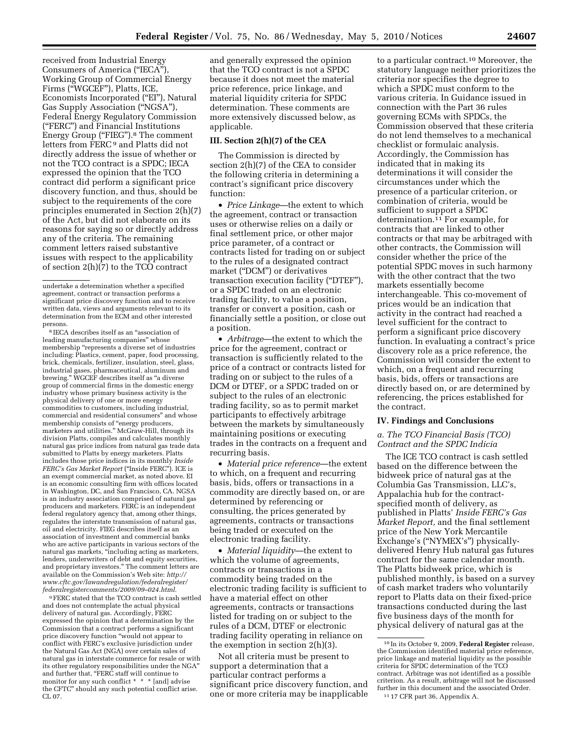received from Industrial Energy Consumers of America ("IECA"), Working Group of Commercial Energy Firms ("WGCEF"), Platts, ICE, Economists Incorporated ("EI"), Natural Gas Supply Association ("NGSA"), Federal Energy Regulatory Commission ("FERC") and Financial Institutions Energy Group ("FIEG").[8] The comment letters from FERC[9] and Platts did not directly address the issue of whether or not the TCO contract is a SPDC; IECA expressed the opinion that the TCO contract did perform a significant price discovery function, and thus, should be subject to the requirements of the core principles enumerated in Section 2(h)(7) of the Act, but did not elaborate on its reasons for saying so or directly address any of the criteria. The remaining comment letters raised substantive issues with respect to the applicability of section 2(h)(7) to the TCO contract and generally expressed the opinion that the TCO contract is not a SPDC because it does not meet the material price reference, price linkage, and material liquidity criteria for SPDC determination. These comments are more extensively discussed below, as applicable.

## III. Section 2(h)(7) of the CEA

The Commission is directed by section 2(h)(7) of the CEA to consider the following criteria in determining a contract's significant price discovery function:

- *Price Linkage*—the extent to which the agreement, contract or transaction uses or otherwise relies on a daily or final settlement price, or other major price parameter, of a contract or contracts listed for trading on or subject to the rules of a designated contract market ("DCM") or derivatives transaction execution facility ("DTEF"), or a SPDC traded on an electronic trading facility, to value a position, transfer or convert a position, cash or financially settle a position, or close out a position.
- *Arbitrage*—the extent to which the price for the agreement, contract or transaction is sufficiently related to the price of a contract or contracts listed for trading on or subject to the rules of a DCM or DTEF, or a SPDC traded on or subject to the rules of an electronic trading facility, so as to permit market participants to effectively arbitrage between the markets by simultaneously maintaining positions or executing trades in the contracts on a frequent and recurring basis.
- *Material price reference*—the extent to which, on a frequent and recurring basis, bids, offers or transactions in a commodity are directly based on, or are determined by referencing or consulting, the prices generated by agreements, contracts or transactions being traded or executed on the electronic trading facility.
- *Material liquidity*—the extent to which the volume of agreements, contracts or transactions in a commodity being traded on the electronic trading facility is sufficient to have a material effect on other agreements, contracts or transactions listed for trading on or subject to the rules of a DCM, DTEF or electronic trading facility operating in reliance on the exemption in section 2(h)(3).

Not all criteria must be present to support a determination that a particular contract performs a significant price discovery function, and one or more criteria may be inapplicable to a particular contract.[10] Moreover, the statutory language neither prioritizes the criteria nor specifies the degree to which a SPDC must conform to the various criteria. In Guidance issued in connection with the Part 36 rules governing ECMs with SPDCs, the Commission observed that these criteria do not lend themselves to a mechanical checklist or formulaic analysis. Accordingly, the Commission has indicated that in making its determinations it will consider the circumstances under which the presence of a particular criterion, or combination of criteria, would be sufficient to support a SPDC determination.[11] For example, for contracts that are linked to other contracts or that may be arbitraged with other contracts, the Commission will consider whether the price of the potential SPDC moves in such harmony with the other contract that the two markets essentially become interchangeable. This co-movement of prices would be an indication that activity in the contract had reached a level sufficient for the contract to perform a significant price discovery function. In evaluating a contract's price discovery role as a price reference, the Commission will consider the extent to which, on a frequent and recurring basis, bids, offers or transactions are directly based on, or are determined by referencing, the prices established for the contract.

## IV. Findings and Conclusions

### *a. The TCO Financial Basis (TCO) Contract and the SPDC Indicia*

The ICE TCO contract is cash settled based on the difference between the bidweek price of natural gas at the Columbia Gas Transmission, LLC's, Appalachia hub for the contract-specified month of delivery, as published in Platts' *Inside FERC's Gas Market Report,* and the final settlement price of the New York Mercantile Exchange's ("NYMEX's") physically-delivered Henry Hub natural gas futures contract for the same calendar month. The Platts bidweek price, which is published monthly, is based on a survey of cash market traders who voluntarily report to Platts data on their fixed-price transactions conducted during the last five business days of the month for physical delivery of natural gas at the

---

undertake a determination whether a specified agreement, contract or transaction performs a significant price discovery function and to receive written data, views and arguments relevant to its determination from the ECM and other interested persons.

[8] IECA describes itself as an "association of leading manufacturing companies" whose membership "represents a diverse set of industries including: Plastics, cement, paper, food processing, brick, chemicals, fertilizer, insulation, steel, glass, industrial gases, pharmaceutical, aluminum and brewing." WGCEF describes itself as "a diverse group of commercial firms in the domestic energy industry whose primary business activity is the physical delivery of one or more energy commodities to customers, including industrial, commercial and residential consumers" and whose membership consists of "energy producers, marketers and utilities." McGraw-Hill, through its division Platts, compiles and calculates monthly natural gas price indices from natural gas trade data submitted to Platts by energy marketers. Platts includes those price indices in its monthly *Inside FERC's Gas Market Report* ("Inside FERC"). ICE is an exempt commercial market, as noted above. EI is an economic consulting firm with offices located in Washington, DC, and San Francisco, CA. NGSA is an industry association comprised of natural gas producers and marketers. FERC is an independent federal regulatory agency that, among other things, regulates the interstate transmission of natural gas, oil and electricity. FIEG describes itself as an association of investment and commercial banks who are active participants in various sectors of the natural gas markets, "including acting as marketers, lenders, underwriters of debt and equity securities, and proprietary investors." The comment letters are available on the Commission's Web site: *http://www.cftc.gov/lawandregulation/federalregister/federalregistercomments/2009/09–024.html.*

[9] FERC stated that the TCO contract is cash settled and does not contemplate the actual physical delivery of natural gas. Accordingly, FERC expressed the opinion that a determination by the Commission that a contract performs a significant price discovery function "would not appear to conflict with FERC's exclusive jurisdiction under the Natural Gas Act (NGA) over certain sales of natural gas in interstate commerce for resale or with its other regulatory responsibilities under the NGA" and further that, "FERC staff will continue to monitor for any such conflict * * * [and] advise the CFTC" should any such potential conflict arise. CL 07.

[10] In its October 9, 2009, **Federal Register** release, the Commission identified material price reference, price linkage and material liquidity as the possible criteria for SPDC determination of the TCO contract. Arbitrage was not identified as a possible criterion. As a result, arbitrage will not be discussed further in this document and the associated Order.

[11] 17 CFR part 36, Appendix A.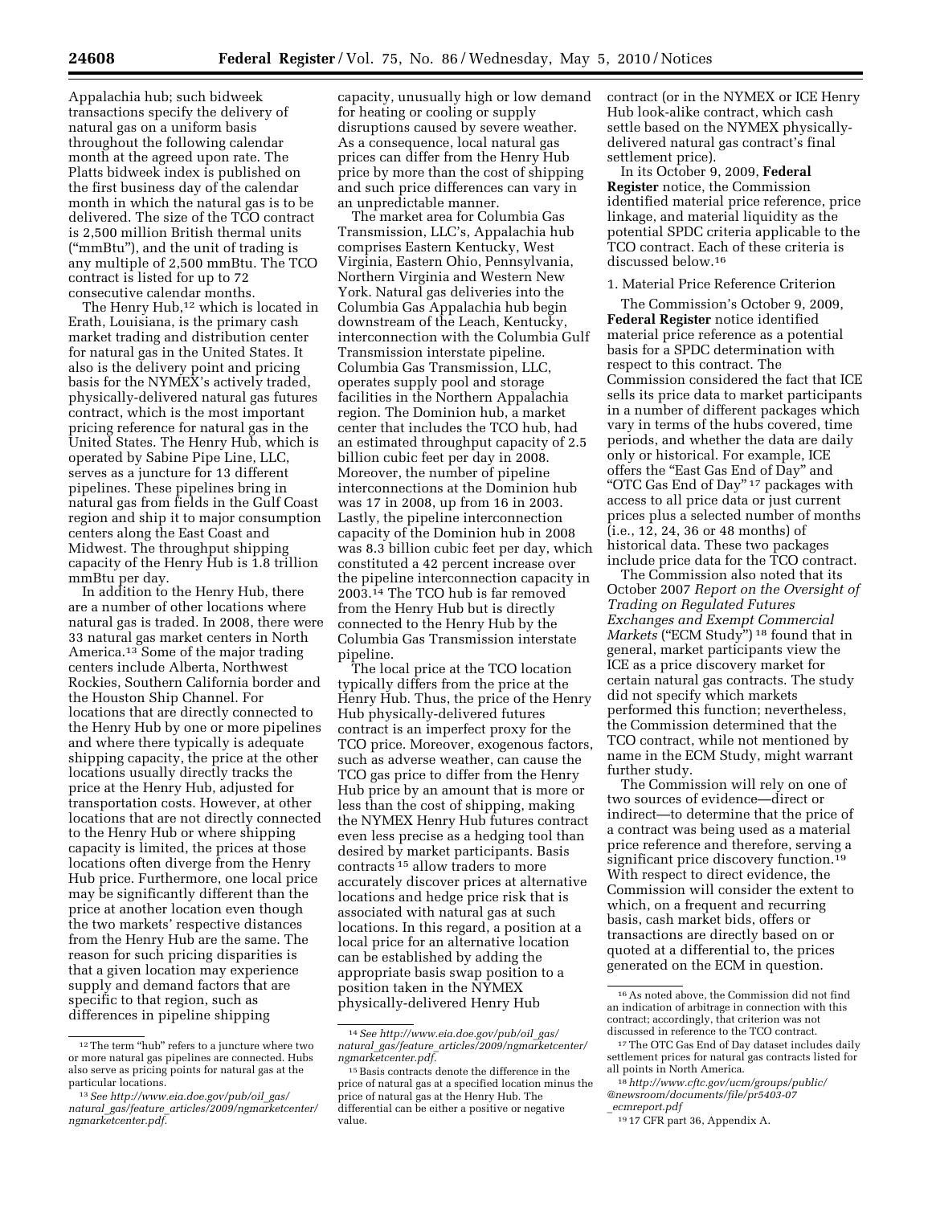Appalachia hub; such bidweek transactions specify the delivery of natural gas on a uniform basis throughout the following calendar month at the agreed upon rate. The Platts bidweek index is published on the first business day of the calendar month in which the natural gas is to be delivered. The size of the TCO contract is 2,500 million British thermal units ("mmBtu"), and the unit of trading is any multiple of 2,500 mmBtu. The TCO contract is listed for up to 72 consecutive calendar months.

The Henry Hub,[12] which is located in Erath, Louisiana, is the primary cash market trading and distribution center for natural gas in the United States. It also is the delivery point and pricing basis for the NYMEX's actively traded, physically-delivered natural gas futures contract, which is the most important pricing reference for natural gas in the United States. The Henry Hub, which is operated by Sabine Pipe Line, LLC, serves as a juncture for 13 different pipelines. These pipelines bring in natural gas from fields in the Gulf Coast region and ship it to major consumption centers along the East Coast and Midwest. The throughput shipping capacity of the Henry Hub is 1.8 trillion mmBtu per day.

In addition to the Henry Hub, there are a number of other locations where natural gas is traded. In 2008, there were 33 natural gas market centers in North America.[13] Some of the major trading centers include Alberta, Northwest Rockies, Southern California border and the Houston Ship Channel. For locations that are directly connected to the Henry Hub by one or more pipelines and where there typically is adequate shipping capacity, the price at the other locations usually directly tracks the price at the Henry Hub, adjusted for transportation costs. However, at other locations that are not directly connected to the Henry Hub or where shipping capacity is limited, the prices at those locations often diverge from the Henry Hub price. Furthermore, one local price may be significantly different than the price at another location even though the two markets' respective distances from the Henry Hub are the same. The reason for such pricing disparities is that a given location may experience supply and demand factors that are specific to that region, such as differences in pipeline shipping capacity, unusually high or low demand for heating or cooling or supply disruptions caused by severe weather. As a consequence, local natural gas prices can differ from the Henry Hub price by more than the cost of shipping and such price differences can vary in an unpredictable manner.

The market area for Columbia Gas Transmission, LLC's, Appalachia hub comprises Eastern Kentucky, West Virginia, Eastern Ohio, Pennsylvania, Northern Virginia and Western New York. Natural gas deliveries into the Columbia Gas Appalachia hub begin downstream of the Leach, Kentucky, interconnection with the Columbia Gulf Transmission interstate pipeline. Columbia Gas Transmission, LLC, operates supply pool and storage facilities in the Northern Appalachia region. The Dominion hub, a market center that includes the TCO hub, had an estimated throughput capacity of 2.5 billion cubic feet per day in 2008. Moreover, the number of pipeline interconnections at the Dominion hub was 17 in 2008, up from 16 in 2003. Lastly, the pipeline interconnection capacity of the Dominion hub in 2008 was 8.3 billion cubic feet per day, which constituted a 42 percent increase over the pipeline interconnection capacity in 2003.[14] The TCO hub is far removed from the Henry Hub but is directly connected to the Henry Hub by the Columbia Gas Transmission interstate pipeline.

The local price at the TCO location typically differs from the price at the Henry Hub. Thus, the price of the Henry Hub physically-delivered futures contract is an imperfect proxy for the TCO price. Moreover, exogenous factors, such as adverse weather, can cause the TCO gas price to differ from the Henry Hub price by an amount that is more or less than the cost of shipping, making the NYMEX Henry Hub futures contract even less precise as a hedging tool than desired by market participants. Basis contracts[15] allow traders to more accurately discover prices at alternative locations and hedge price risk that is associated with natural gas at such locations. In this regard, a position at a local price for an alternative location can be established by adding the appropriate basis swap position to a position taken in the NYMEX physically-delivered Henry Hub contract (or in the NYMEX or ICE Henry Hub look-alike contract, which cash settle based on the NYMEX physically-delivered natural gas contract's final settlement price).

In its October 9, 2009, **Federal Register** notice, the Commission identified material price reference, price linkage, and material liquidity as the potential SPDC criteria applicable to the TCO contract. Each of these criteria is discussed below.[16]

1. Material Price Reference Criterion

The Commission's October 9, 2009, **Federal Register** notice identified material price reference as a potential basis for a SPDC determination with respect to this contract. The Commission considered the fact that ICE sells its price data to market participants in a number of different packages which vary in terms of the hubs covered, time periods, and whether the data are daily only or historical. For example, ICE offers the "East Gas End of Day" and "OTC Gas End of Day"[17] packages with access to all price data or just current prices plus a selected number of months (i.e., 12, 24, 36 or 48 months) of historical data. These two packages include price data for the TCO contract.

The Commission also noted that its October 2007 *Report on the Oversight of Trading on Regulated Futures Exchanges and Exempt Commercial Markets* ("ECM Study")[18] found that in general, market participants view the ICE as a price discovery market for certain natural gas contracts. The study did not specify which markets performed this function; nevertheless, the Commission determined that the TCO contract, while not mentioned by name in the ECM Study, might warrant further study.

The Commission will rely on one of two sources of evidence—direct or indirect—to determine that the price of a contract was being used as a material price reference and therefore, serving a significant price discovery function.[19] With respect to direct evidence, the Commission will consider the extent to which, on a frequent and recurring basis, cash market bids, offers or transactions are directly based on or quoted at a differential to, the prices generated on the ECM in question.

---

[12] The term "hub" refers to a juncture where two or more natural gas pipelines are connected. Hubs also serve as pricing points for natural gas at the particular locations.

[13] *See http://www.eia.doe.gov/pub/oil_gas/natural_gas/feature_articles/2009/ngmarketcenter/ngmarketcenter.pdf.*

[14] *See http://www.eia.doe.gov/pub/oil_gas/natural_gas/feature_articles/2009/ngmarketcenter/ngmarketcenter.pdf.*

[15] Basis contracts denote the difference in the price of natural gas at a specified location minus the price of natural gas at the Henry Hub. The differential can be either a positive or negative value.

[16] As noted above, the Commission did not find an indication of arbitrage in connection with this contract; accordingly, that criterion was not discussed in reference to the TCO contract.

[17] The OTC Gas End of Day dataset includes daily settlement prices for natural gas contracts listed for all points in North America.

[18] *http://www.cftc.gov/ucm/groups/public/@newsroom/documents/file/pr5403-07_ecmreport.pdf*

[19] 17 CFR part 36, Appendix A.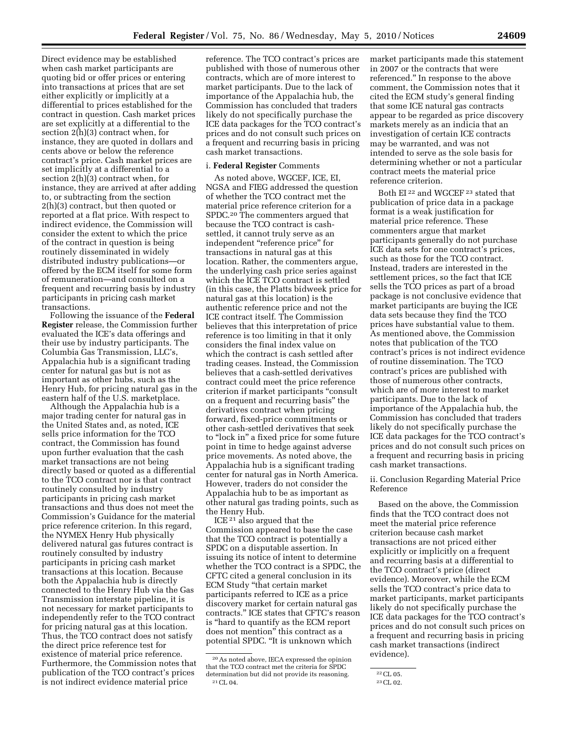Direct evidence may be established when cash market participants are quoting bid or offer prices or entering into transactions at prices that are set either explicitly or implicitly at a differential to prices established for the contract in question. Cash market prices are set explicitly at a differential to the section 2(h)(3) contract when, for instance, they are quoted in dollars and cents above or below the reference contract's price. Cash market prices are set implicitly at a differential to a section 2(h)(3) contract when, for instance, they are arrived at after adding to, or subtracting from the section 2(h)(3) contract, but then quoted or reported at a flat price. With respect to indirect evidence, the Commission will consider the extent to which the price of the contract in question is being routinely disseminated in widely distributed industry publications—or offered by the ECM itself for some form of remuneration—and consulted on a frequent and recurring basis by industry participants in pricing cash market transactions.

Following the issuance of the **Federal Register** release, the Commission further evaluated the ICE's data offerings and their use by industry participants. The Columbia Gas Transmission, LLC's, Appalachia hub is a significant trading center for natural gas but is not as important as other hubs, such as the Henry Hub, for pricing natural gas in the eastern half of the U.S. marketplace.

Although the Appalachia hub is a major trading center for natural gas in the United States and, as noted, ICE sells price information for the TCO contract, the Commission has found upon further evaluation that the cash market transactions are not being directly based or quoted as a differential to the TCO contract nor is that contract routinely consulted by industry participants in pricing cash market transactions and thus does not meet the Commission's Guidance for the material price reference criterion. In this regard, the NYMEX Henry Hub physically delivered natural gas futures contract is routinely consulted by industry participants in pricing cash market transactions at this location. Because both the Appalachia hub is directly connected to the Henry Hub via the Gas Transmission interstate pipeline, it is not necessary for market participants to independently refer to the TCO contract for pricing natural gas at this location. Thus, the TCO contract does not satisfy the direct price reference test for existence of material price reference. Furthermore, the Commission notes that publication of the TCO contract's prices is not indirect evidence material price reference. The TCO contract's prices are published with those of numerous other contracts, which are of more interest to market participants. Due to the lack of importance of the Appalachia hub, the Commission has concluded that traders likely do not specifically purchase the ICE data packages for the TCO contract's prices and do not consult such prices on a frequent and recurring basis in pricing cash market transactions.

i. **Federal Register** Comments

As noted above, WGCEF, ICE, EI, NGSA and FIEG addressed the question of whether the TCO contract met the material price reference criterion for a SPDC.[20] The commenters argued that because the TCO contract is cash-settled, it cannot truly serve as an independent "reference price" for transactions in natural gas at this location. Rather, the commenters argue, the underlying cash price series against which the ICE TCO contract is settled (in this case, the Platts bidweek price for natural gas at this location) is the authentic reference price and not the ICE contract itself. The Commission believes that this interpretation of price reference is too limiting in that it only considers the final index value on which the contract is cash settled after trading ceases. Instead, the Commission believes that a cash-settled derivatives contract could meet the price reference criterion if market participants "consult on a frequent and recurring basis" the derivatives contract when pricing forward, fixed-price commitments or other cash-settled derivatives that seek to "lock in" a fixed price for some future point in time to hedge against adverse price movements. As noted above, the Appalachia hub is a significant trading center for natural gas in North America. However, traders do not consider the Appalachia hub to be as important as other natural gas trading points, such as the Henry Hub.

ICE[21] also argued that the Commission appeared to base the case that the TCO contract is potentially a SPDC on a disputable assertion. In issuing its notice of intent to determine whether the TCO contract is a SPDC, the CFTC cited a general conclusion in its ECM Study "that certain market participants referred to ICE as a price discovery market for certain natural gas contracts." ICE states that CFTC's reason is "hard to quantify as the ECM report does not mention" this contract as a potential SPDC. "It is unknown which market participants made this statement in 2007 or the contracts that were referenced." In response to the above comment, the Commission notes that it cited the ECM study's general finding that some ICE natural gas contracts appear to be regarded as price discovery markets merely as an indicia that an investigation of certain ICE contracts may be warranted, and was not intended to serve as the sole basis for determining whether or not a particular contract meets the material price reference criterion.

Both EI[22] and WGCEF[23] stated that publication of price data in a package format is a weak justification for material price reference. These commenters argue that market participants generally do not purchase ICE data sets for one contract's prices, such as those for the TCO contract. Instead, traders are interested in the settlement prices, so the fact that ICE sells the TCO prices as part of a broad package is not conclusive evidence that market participants are buying the ICE data sets because they find the TCO prices have substantial value to them. As mentioned above, the Commission notes that publication of the TCO contract's prices is not indirect evidence of routine dissemination. The TCO contract's prices are published with those of numerous other contracts, which are of more interest to market participants. Due to the lack of importance of the Appalachia hub, the Commission has concluded that traders likely do not specifically purchase the ICE data packages for the TCO contract's prices and do not consult such prices on a frequent and recurring basis in pricing cash market transactions.

ii. Conclusion Regarding Material Price Reference

Based on the above, the Commission finds that the TCO contract does not meet the material price reference criterion because cash market transactions are not priced either explicitly or implicitly on a frequent and recurring basis at a differential to the TCO contract's price (direct evidence). Moreover, while the ECM sells the TCO contract's price data to market participants, market participants likely do not specifically purchase the ICE data packages for the TCO contract's prices and do not consult such prices on a frequent and recurring basis in pricing cash market transactions (indirect evidence).

[20] As noted above, IECA expressed the opinion that the TCO contract met the criteria for SPDC determination but did not provide its reasoning.

[21] CL 04.

[22] CL 05.

[23] CL 02.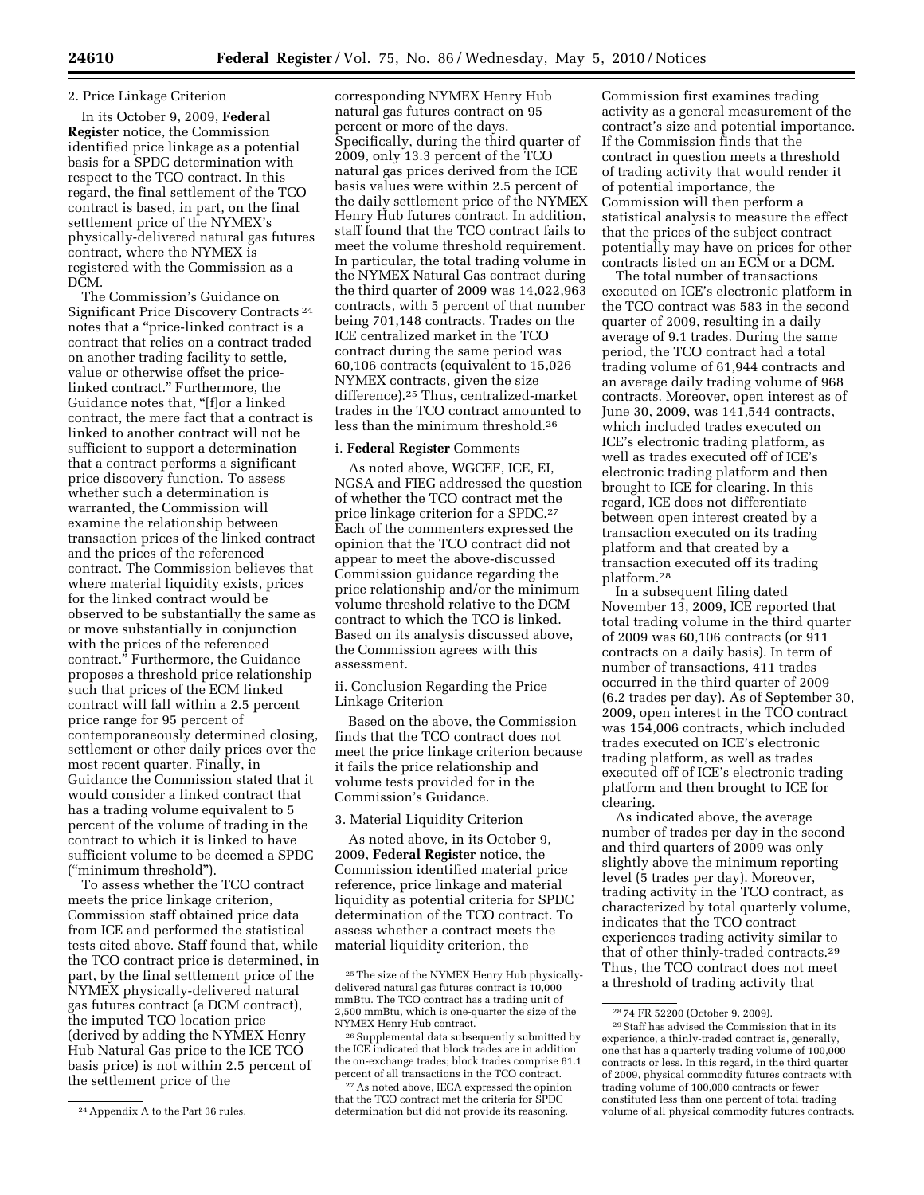2. Price Linkage Criterion

In its October 9, 2009, **Federal Register** notice, the Commission identified price linkage as a potential basis for a SPDC determination with respect to the TCO contract. In this regard, the final settlement of the TCO contract is based, in part, on the final settlement price of the NYMEX's physically-delivered natural gas futures contract, where the NYMEX is registered with the Commission as a DCM.

The Commission's Guidance on Significant Price Discovery Contracts [24] notes that a "price-linked contract is a contract that relies on a contract traded on another trading facility to settle, value or otherwise offset the price-linked contract." Furthermore, the Guidance notes that, "[f]or a linked contract, the mere fact that a contract is linked to another contract will not be sufficient to support a determination that a contract performs a significant price discovery function. To assess whether such a determination is warranted, the Commission will examine the relationship between transaction prices of the linked contract and the prices of the referenced contract. The Commission believes that where material liquidity exists, prices for the linked contract would be observed to be substantially the same as or move substantially in conjunction with the prices of the referenced contract." Furthermore, the Guidance proposes a threshold price relationship such that prices of the ECM linked contract will fall within a 2.5 percent price range for 95 percent of contemporaneously determined closing, settlement or other daily prices over the most recent quarter. Finally, in Guidance the Commission stated that it would consider a linked contract that has a trading volume equivalent to 5 percent of the volume of trading in the contract to which it is linked to have sufficient volume to be deemed a SPDC ("minimum threshold").

To assess whether the TCO contract meets the price linkage criterion, Commission staff obtained price data from ICE and performed the statistical tests cited above. Staff found that, while the TCO contract price is determined, in part, by the final settlement price of the NYMEX physically-delivered natural gas futures contract (a DCM contract), the imputed TCO location price (derived by adding the NYMEX Henry Hub Natural Gas price to the ICE TCO basis price) is not within 2.5 percent of the settlement price of the corresponding NYMEX Henry Hub natural gas futures contract on 95 percent or more of the days. Specifically, during the third quarter of 2009, only 13.3 percent of the TCO natural gas prices derived from the ICE basis values were within 2.5 percent of the daily settlement price of the NYMEX Henry Hub futures contract. In addition, staff found that the TCO contract fails to meet the volume threshold requirement. In particular, the total trading volume in the NYMEX Natural Gas contract during the third quarter of 2009 was 14,022,963 contracts, with 5 percent of that number being 701,148 contracts. Trades on the ICE centralized market in the TCO contract during the same period was 60,106 contracts (equivalent to 15,026 NYMEX contracts, given the size difference).[25] Thus, centralized-market trades in the TCO contract amounted to less than the minimum threshold.[26]

i. **Federal Register** Comments

As noted above, WGCEF, ICE, EI, NGSA and FIEG addressed the question of whether the TCO contract met the price linkage criterion for a SPDC.[27] Each of the commenters expressed the opinion that the TCO contract did not appear to meet the above-discussed Commission guidance regarding the price relationship and/or the minimum volume threshold relative to the DCM contract to which the TCO is linked. Based on its analysis discussed above, the Commission agrees with this assessment.

ii. Conclusion Regarding the Price Linkage Criterion

Based on the above, the Commission finds that the TCO contract does not meet the price linkage criterion because it fails the price relationship and volume tests provided for in the Commission's Guidance.

3. Material Liquidity Criterion

As noted above, in its October 9, 2009, **Federal Register** notice, the Commission identified material price reference, price linkage and material liquidity as potential criteria for SPDC determination of the TCO contract. To assess whether a contract meets the material liquidity criterion, the Commission first examines trading activity as a general measurement of the contract's size and potential importance. If the Commission finds that the contract in question meets a threshold of trading activity that would render it of potential importance, the Commission will then perform a statistical analysis to measure the effect that the prices of the subject contract potentially may have on prices for other contracts listed on an ECM or a DCM.

The total number of transactions executed on ICE's electronic platform in the TCO contract was 583 in the second quarter of 2009, resulting in a daily average of 9.1 trades. During the same period, the TCO contract had a total trading volume of 61,944 contracts and an average daily trading volume of 968 contracts. Moreover, open interest as of June 30, 2009, was 141,544 contracts, which included trades executed on ICE's electronic trading platform, as well as trades executed off of ICE's electronic trading platform and then brought to ICE for clearing. In this regard, ICE does not differentiate between open interest created by a transaction executed on its trading platform and that created by a transaction executed off its trading platform.[28]

In a subsequent filing dated November 13, 2009, ICE reported that total trading volume in the third quarter of 2009 was 60,106 contracts (or 911 contracts on a daily basis). In term of number of transactions, 411 trades occurred in the third quarter of 2009 (6.2 trades per day). As of September 30, 2009, open interest in the TCO contract was 154,006 contracts, which included trades executed on ICE's electronic trading platform, as well as trades executed off of ICE's electronic trading platform and then brought to ICE for clearing.

As indicated above, the average number of trades per day in the second and third quarters of 2009 was only slightly above the minimum reporting level (5 trades per day). Moreover, trading activity in the TCO contract, as characterized by total quarterly volume, indicates that the TCO contract experiences trading activity similar to that of other thinly-traded contracts.[29] Thus, the TCO contract does not meet a threshold of trading activity that

---

[24] Appendix A to the Part 36 rules.

[25] The size of the NYMEX Henry Hub physically-delivered natural gas futures contract is 10,000 mmBtu. The TCO contract has a trading unit of 2,500 mmBtu, which is one-quarter the size of the NYMEX Henry Hub contract.

[26] Supplemental data subsequently submitted by the ICE indicated that block trades are in addition the on-exchange trades; block trades comprise 61.1 percent of all transactions in the TCO contract.

[27] As noted above, IECA expressed the opinion that the TCO contract met the criteria for SPDC determination but did not provide its reasoning.

[28] 74 FR 52200 (October 9, 2009).

[29] Staff has advised the Commission that in its experience, a thinly-traded contract is, generally, one that has a quarterly trading volume of 100,000 contracts or less. In this regard, in the third quarter of 2009, physical commodity futures contracts with trading volume of 100,000 contracts or fewer constituted less than one percent of total trading volume of all physical commodity futures contracts.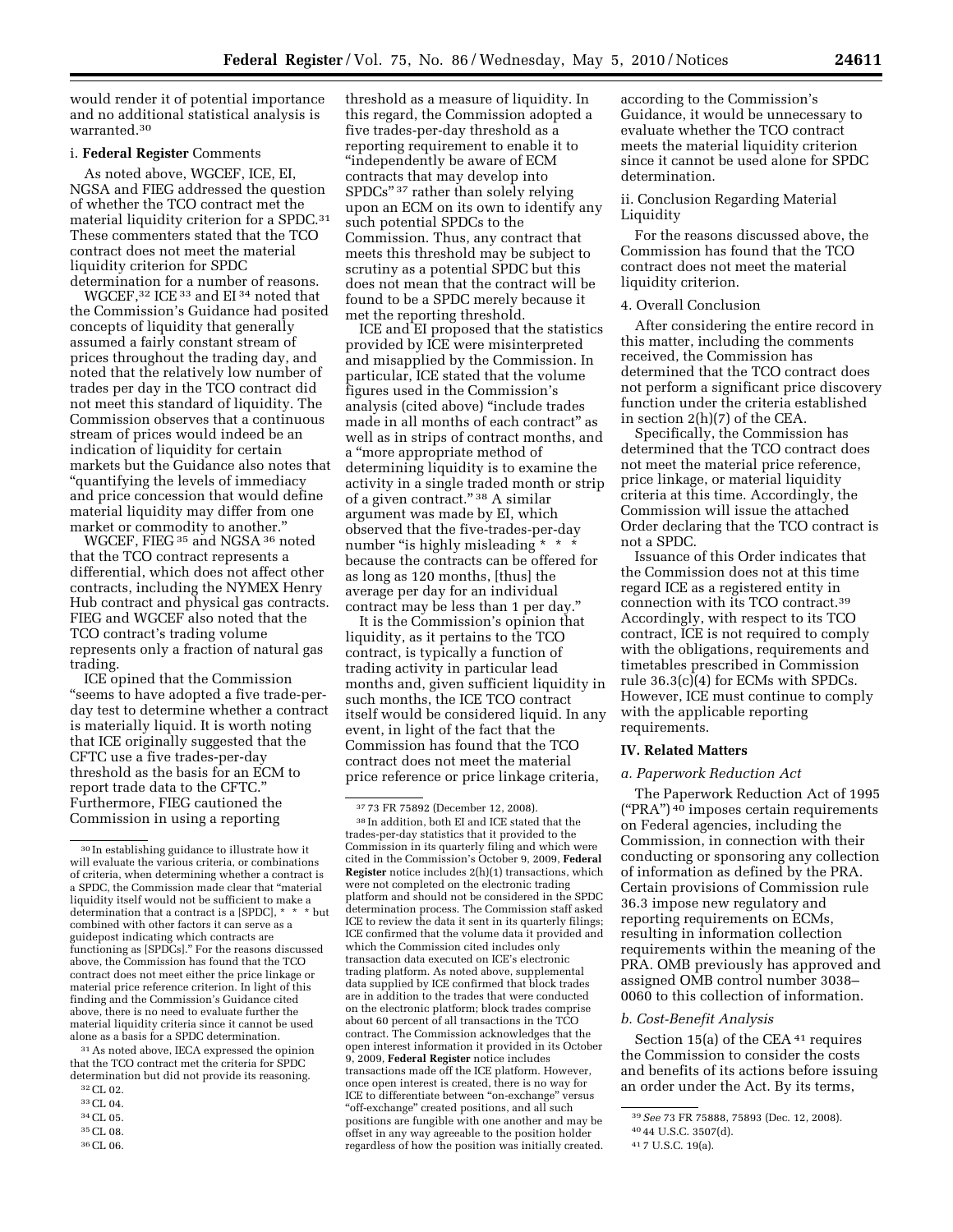would render it of potential importance and no additional statistical analysis is warranted.[30]

i. **Federal Register** Comments

As noted above, WGCEF, ICE, EI, NGSA and FIEG addressed the question of whether the TCO contract met the material liquidity criterion for a SPDC.[31] These commenters stated that the TCO contract does not meet the material liquidity criterion for SPDC determination for a number of reasons.

WGCEF,[32] ICE [33] and EI [34] noted that the Commission's Guidance had posited concepts of liquidity that generally assumed a fairly constant stream of prices throughout the trading day, and noted that the relatively low number of trades per day in the TCO contract did not meet this standard of liquidity. The Commission observes that a continuous stream of prices would indeed be an indication of liquidity for certain markets but the Guidance also notes that "quantifying the levels of immediacy and price concession that would define material liquidity may differ from one market or commodity to another."

WGCEF, FIEG [35] and NGSA [36] noted that the TCO contract represents a differential, which does not affect other contracts, including the NYMEX Henry Hub contract and physical gas contracts. FIEG and WGCEF also noted that the TCO contract's trading volume represents only a fraction of natural gas trading.

ICE opined that the Commission "seems to have adopted a five trade-per-day test to determine whether a contract is materially liquid. It is worth noting that ICE originally suggested that the CFTC use a five trades-per-day threshold as the basis for an ECM to report trade data to the CFTC." Furthermore, FIEG cautioned the Commission in using a reporting threshold as a measure of liquidity. In this regard, the Commission adopted a five trades-per-day threshold as a reporting requirement to enable it to "independently be aware of ECM contracts that may develop into SPDCs" [37] rather than solely relying upon an ECM on its own to identify any such potential SPDCs to the Commission. Thus, any contract that meets this threshold may be subject to scrutiny as a potential SPDC but this does not mean that the contract will be found to be a SPDC merely because it met the reporting threshold.

ICE and EI proposed that the statistics provided by ICE were misinterpreted and misapplied by the Commission. In particular, ICE stated that the volume figures used in the Commission's analysis (cited above) "include trades made in all months of each contract" as well as in strips of contract months, and a "more appropriate method of determining liquidity is to examine the activity in a single traded month or strip of a given contract." [38] A similar argument was made by EI, which observed that the five-trades-per-day number "is highly misleading * * * because the contracts can be offered for as long as 120 months, [thus] the average per day for an individual contract may be less than 1 per day."

It is the Commission's opinion that liquidity, as it pertains to the TCO contract, is typically a function of trading activity in particular lead months and, given sufficient liquidity in such months, the ICE TCO contract itself would be considered liquid. In any event, in light of the fact that the Commission has found that the TCO contract does not meet the material price reference or price linkage criteria, according to the Commission's Guidance, it would be unnecessary to evaluate whether the TCO contract meets the material liquidity criterion since it cannot be used alone for SPDC determination.

ii. Conclusion Regarding Material Liquidity

For the reasons discussed above, the Commission has found that the TCO contract does not meet the material liquidity criterion.

4. Overall Conclusion

After considering the entire record in this matter, including the comments received, the Commission has determined that the TCO contract does not perform a significant price discovery function under the criteria established in section 2(h)(7) of the CEA.

Specifically, the Commission has determined that the TCO contract does not meet the material price reference, price linkage, or material liquidity criteria at this time. Accordingly, the Commission will issue the attached Order declaring that the TCO contract is not a SPDC.

Issuance of this Order indicates that the Commission does not at this time regard ICE as a registered entity in connection with its TCO contract.[39] Accordingly, with respect to its TCO contract, ICE is not required to comply with the obligations, requirements and timetables prescribed in Commission rule 36.3(c)(4) for ECMs with SPDCs. However, ICE must continue to comply with the applicable reporting requirements.

## IV. Related Matters

### *a. Paperwork Reduction Act*

The Paperwork Reduction Act of 1995 ("PRA") [40] imposes certain requirements on Federal agencies, including the Commission, in connection with their conducting or sponsoring any collection of information as defined by the PRA. Certain provisions of Commission rule 36.3 impose new regulatory and reporting requirements on ECMs, resulting in information collection requirements within the meaning of the PRA. OMB previously has approved and assigned OMB control number 3038–0060 to this collection of information.

### *b. Cost-Benefit Analysis*

Section 15(a) of the CEA [41] requires the Commission to consider the costs and benefits of its actions before issuing an order under the Act. By its terms,

---

[30] In establishing guidance to illustrate how it will evaluate the various criteria, or combinations of criteria, when determining whether a contract is a SPDC, the Commission made clear that "material liquidity itself would not be sufficient to make a determination that a contract is a [SPDC], * * * but combined with other factors it can serve as a guidepost indicating which contracts are functioning as [SPDCs]." For the reasons discussed above, the Commission has found that the TCO contract does not meet either the price linkage or material price reference criterion. In light of this finding and the Commission's Guidance cited above, there is no need to evaluate further the material liquidity criteria since it cannot be used alone as a basis for a SPDC determination.

[31] As noted above, IECA expressed the opinion that the TCO contract met the criteria for SPDC determination but did not provide its reasoning.

[32] CL 02.

[33] CL 04.

[34] CL 05.

[35] CL 08.

[36] CL 06.

[37] 73 FR 75892 (December 12, 2008).

[38] In addition, both EI and ICE stated that the trades-per-day statistics that it provided to the Commission in its quarterly filing and which were cited in the Commission's October 9, 2009, **Federal Register** notice includes 2(h)(1) transactions, which were not completed on the electronic trading platform and should not be considered in the SPDC determination process. The Commission staff asked ICE to review the data it sent in its quarterly filings; ICE confirmed that the volume data it provided and which the Commission cited includes only transaction data executed on ICE's electronic trading platform. As noted above, supplemental data supplied by ICE confirmed that block trades are in addition to the trades that were conducted on the electronic platform; block trades comprise about 60 percent of all transactions in the TCO contract. The Commission acknowledges that the open interest information it provided in its October 9, 2009, **Federal Register** notice includes transactions made off the ICE platform. However, once open interest is created, there is no way for ICE to differentiate between "on-exchange" versus "off-exchange" created positions, and all such positions are fungible with one another and may be offset in any way agreeable to the position holder regardless of how the position was initially created.

[39] *See* 73 FR 75888, 75893 (Dec. 12, 2008).

[40] 44 U.S.C. 3507(d).

[41] 7 U.S.C. 19(a).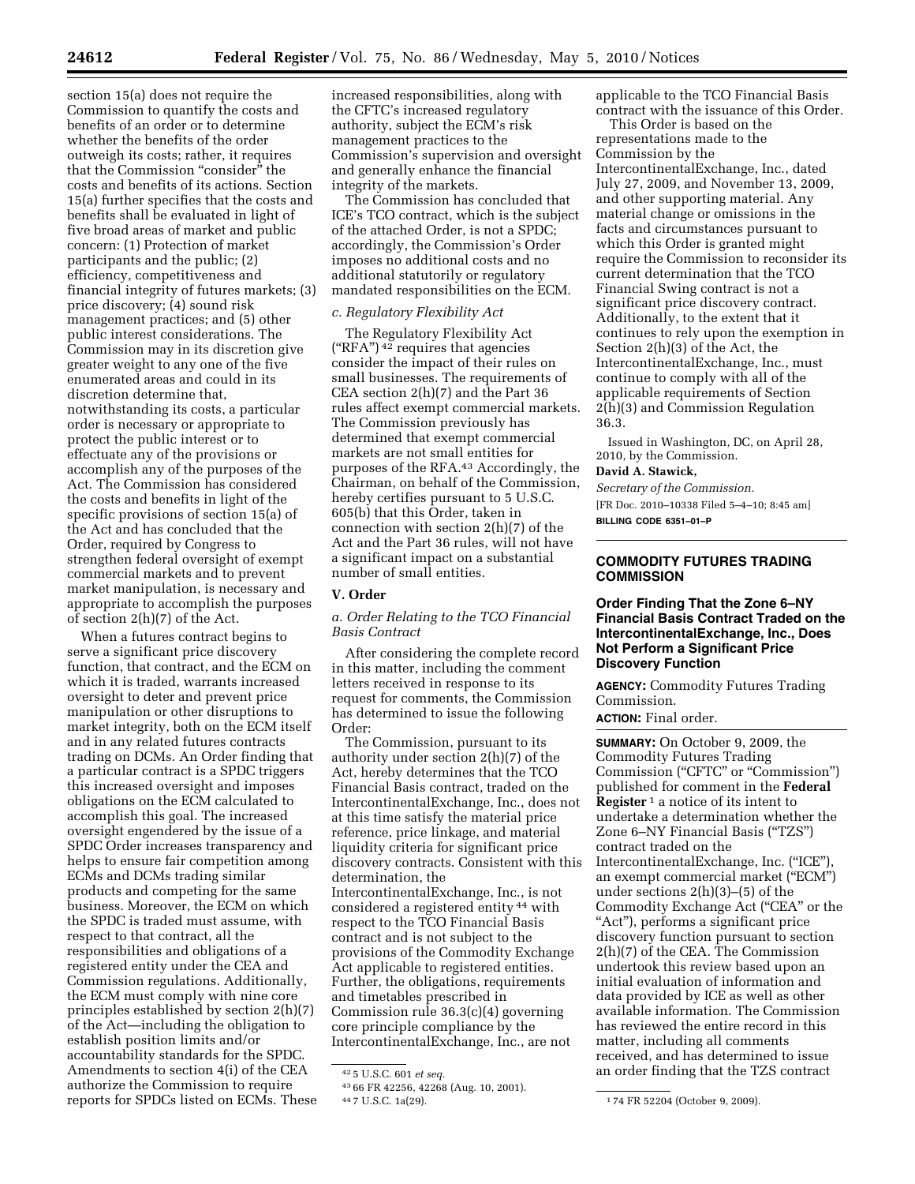section 15(a) does not require the Commission to quantify the costs and benefits of an order or to determine whether the benefits of the order outweigh its costs; rather, it requires that the Commission "consider" the costs and benefits of its actions. Section 15(a) further specifies that the costs and benefits shall be evaluated in light of five broad areas of market and public concern: (1) Protection of market participants and the public; (2) efficiency, competitiveness and financial integrity of futures markets; (3) price discovery; (4) sound risk management practices; and (5) other public interest considerations. The Commission may in its discretion give greater weight to any one of the five enumerated areas and could in its discretion determine that, notwithstanding its costs, a particular order is necessary or appropriate to protect the public interest or to effectuate any of the provisions or accomplish any of the purposes of the Act. The Commission has considered the costs and benefits in light of the specific provisions of section 15(a) of the Act and has concluded that the Order, required by Congress to strengthen federal oversight of exempt commercial markets and to prevent market manipulation, is necessary and appropriate to accomplish the purposes of section 2(h)(7) of the Act.

When a futures contract begins to serve a significant price discovery function, that contract, and the ECM on which it is traded, warrants increased oversight to deter and prevent price manipulation or other disruptions to market integrity, both on the ECM itself and in any related futures contracts trading on DCMs. An Order finding that a particular contract is a SPDC triggers this increased oversight and imposes obligations on the ECM calculated to accomplish this goal. The increased oversight engendered by the issue of a SPDC Order increases transparency and helps to ensure fair competition among ECMs and DCMs trading similar products and competing for the same business. Moreover, the ECM on which the SPDC is traded must assume, with respect to that contract, all the responsibilities and obligations of a registered entity under the CEA and Commission regulations. Additionally, the ECM must comply with nine core principles established by section 2(h)(7) of the Act—including the obligation to establish position limits and/or accountability standards for the SPDC. Amendments to section 4(i) of the CEA authorize the Commission to require reports for SPDCs listed on ECMs. These increased responsibilities, along with the CFTC's increased regulatory authority, subject the ECM's risk management practices to the Commission's supervision and oversight and generally enhance the financial integrity of the markets.

The Commission has concluded that ICE's TCO contract, which is the subject of the attached Order, is not a SPDC; accordingly, the Commission's Order imposes no additional costs and no additional statutorily or regulatory mandated responsibilities on the ECM.

### *c. Regulatory Flexibility Act*

The Regulatory Flexibility Act ("RFA")[42] requires that agencies consider the impact of their rules on small businesses. The requirements of CEA section 2(h)(7) and the Part 36 rules affect exempt commercial markets. The Commission previously has determined that exempt commercial markets are not small entities for purposes of the RFA.[43] Accordingly, the Chairman, on behalf of the Commission, hereby certifies pursuant to 5 U.S.C. 605(b) that this Order, taken in connection with section 2(h)(7) of the Act and the Part 36 rules, will not have a significant impact on a substantial number of small entities.

## V. Order

### *a. Order Relating to the TCO Financial Basis Contract*

After considering the complete record in this matter, including the comment letters received in response to its request for comments, the Commission has determined to issue the following Order:

The Commission, pursuant to its authority under section 2(h)(7) of the Act, hereby determines that the TCO Financial Basis contract, traded on the IntercontinentalExchange, Inc., does not at this time satisfy the material price reference, price linkage, and material liquidity criteria for significant price discovery contracts. Consistent with this determination, the IntercontinentalExchange, Inc., is not considered a registered entity[44] with respect to the TCO Financial Basis contract and is not subject to the provisions of the Commodity Exchange Act applicable to registered entities. Further, the obligations, requirements and timetables prescribed in Commission rule 36.3(c)(4) governing core principle compliance by the IntercontinentalExchange, Inc., are not applicable to the TCO Financial Basis contract with the issuance of this Order.

This Order is based on the representations made to the Commission by the IntercontinentalExchange, Inc., dated July 27, 2009, and November 13, 2009, and other supporting material. Any material change or omissions in the facts and circumstances pursuant to which this Order is granted might require the Commission to reconsider its current determination that the TCO Financial Swing contract is not a significant price discovery contract. Additionally, to the extent that it continues to rely upon the exemption in Section 2(h)(3) of the Act, the IntercontinentalExchange, Inc., must continue to comply with all of the applicable requirements of Section 2(h)(3) and Commission Regulation 36.3.

Issued in Washington, DC, on April 28, 2010, by the Commission.

**David A. Stawick,**

*Secretary of the Commission.*

[FR Doc. 2010–10338 Filed 5–4–10; 8:45 am]

**BILLING CODE 6351–01–P**

[42] 5 U.S.C. 601 *et seq.*

[43] 66 FR 42256, 42268 (Aug. 10, 2001).

[44] 7 U.S.C. 1a(29).

---

## COMMODITY FUTURES TRADING COMMISSION

### Order Finding That the Zone 6–NY Financial Basis Contract Traded on the IntercontinentalExchange, Inc., Does Not Perform a Significant Price Discovery Function

**AGENCY:** Commodity Futures Trading Commission.

**ACTION:** Final order.

**SUMMARY:** On October 9, 2009, the Commodity Futures Trading Commission ("CFTC" or "Commission") published for comment in the **Federal Register**[1] a notice of its intent to undertake a determination whether the Zone 6–NY Financial Basis ("TZS") contract traded on the IntercontinentalExchange, Inc. ("ICE"), an exempt commercial market ("ECM") under sections 2(h)(3)–(5) of the Commodity Exchange Act ("CEA" or the "Act"), performs a significant price discovery function pursuant to section 2(h)(7) of the CEA. The Commission undertook this review based upon an initial evaluation of information and data provided by ICE as well as other available information. The Commission has reviewed the entire record in this matter, including all comments received, and has determined to issue an order finding that the TZS contract

[1] 74 FR 52204 (October 9, 2009).